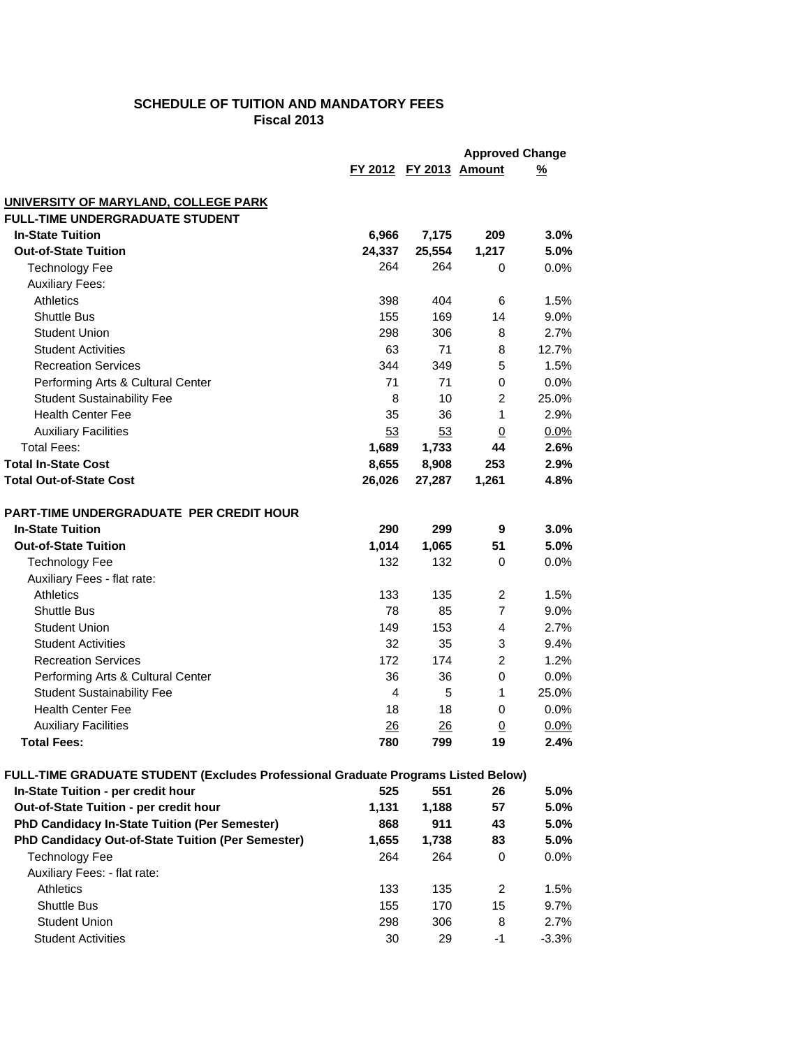## SCHEDULE OF TUITION AND MANDATORY FEES
### Fiscal 2013

| | FY 2012 | FY 2013 | Approved Change Amount | Approved Change % |
|---|---|---|---|---|
| **UNIVERSITY OF MARYLAND, COLLEGE PARK** | | | | |
| **FULL-TIME UNDERGRADUATE STUDENT** | | | | |
| **In-State Tuition** | **6,966** | **7,175** | **209** | **3.0%** |
| **Out-of-State Tuition** | **24,337** | **25,554** | **1,217** | **5.0%** |
| Technology Fee | 264 | 264 | 0 | 0.0% |
| Auxiliary Fees: | | | | |
| Athletics | 398 | 404 | 6 | 1.5% |
| Shuttle Bus | 155 | 169 | 14 | 9.0% |
| Student Union | 298 | 306 | 8 | 2.7% |
| Student Activities | 63 | 71 | 8 | 12.7% |
| Recreation Services | 344 | 349 | 5 | 1.5% |
| Performing Arts & Cultural Center | 71 | 71 | 0 | 0.0% |
| Student Sustainability Fee | 8 | 10 | 2 | 25.0% |
| Health Center Fee | 35 | 36 | 1 | 2.9% |
| Auxiliary Facilities | 53 | 53 | 0 | 0.0% |
| Total Fees: | **1,689** | **1,733** | **44** | **2.6%** |
| **Total In-State Cost** | **8,655** | **8,908** | **253** | **2.9%** |
| **Total Out-of-State Cost** | **26,026** | **27,287** | **1,261** | **4.8%** |
| **PART-TIME UNDERGRADUATE PER CREDIT HOUR** | | | | |
| **In-State Tuition** | **290** | **299** | **9** | **3.0%** |
| **Out-of-State Tuition** | **1,014** | **1,065** | **51** | **5.0%** |
| Technology Fee | 132 | 132 | 0 | 0.0% |
| Auxiliary Fees - flat rate: | | | | |
| Athletics | 133 | 135 | 2 | 1.5% |
| Shuttle Bus | 78 | 85 | 7 | 9.0% |
| Student Union | 149 | 153 | 4 | 2.7% |
| Student Activities | 32 | 35 | 3 | 9.4% |
| Recreation Services | 172 | 174 | 2 | 1.2% |
| Performing Arts & Cultural Center | 36 | 36 | 0 | 0.0% |
| Student Sustainability Fee | 4 | 5 | 1 | 25.0% |
| Health Center Fee | 18 | 18 | 0 | 0.0% |
| Auxiliary Facilities | 26 | 26 | 0 | 0.0% |
| **Total Fees:** | **780** | **799** | **19** | **2.4%** |
| **FULL-TIME GRADUATE STUDENT (Excludes Professional Graduate Programs Listed Below)** | | | | |
| **In-State Tuition - per credit hour** | **525** | **551** | **26** | **5.0%** |
| **Out-of-State Tuition - per credit hour** | **1,131** | **1,188** | **57** | **5.0%** |
| **PhD Candidacy In-State Tuition (Per Semester)** | **868** | **911** | **43** | **5.0%** |
| **PhD Candidacy Out-of-State Tuition (Per Semester)** | **1,655** | **1,738** | **83** | **5.0%** |
| Technology Fee | 264 | 264 | 0 | 0.0% |
| Auxiliary Fees: - flat rate: | | | | |
| Athletics | 133 | 135 | 2 | 1.5% |
| Shuttle Bus | 155 | 170 | 15 | 9.7% |
| Student Union | 298 | 306 | 8 | 2.7% |
| Student Activities | 30 | 29 | -1 | -3.3% |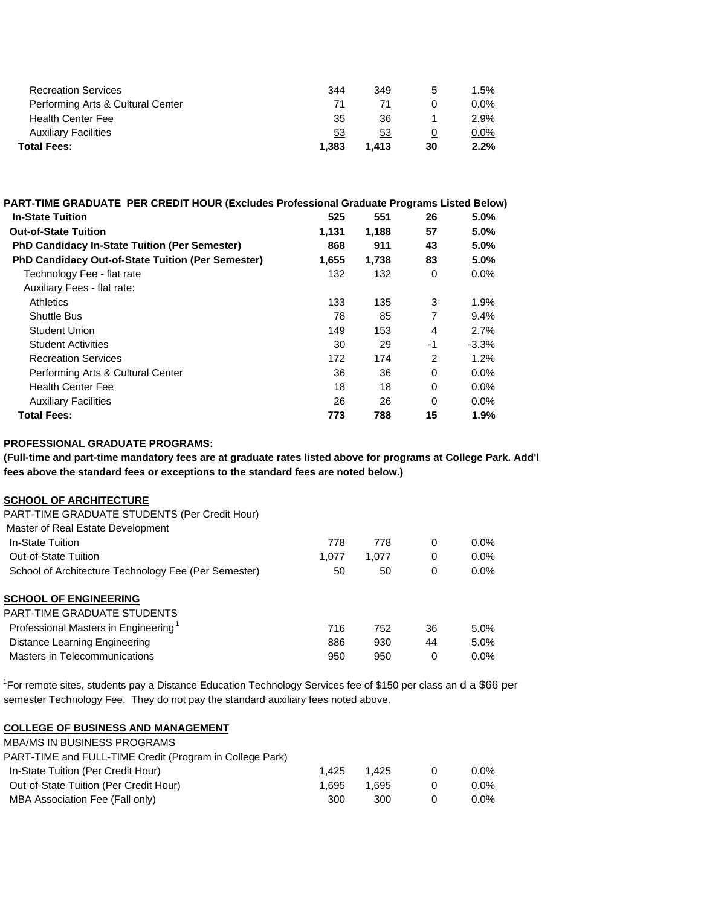| | | | | |
|---|---|---|---|---|
| Recreation Services | 344 | 349 | 5 | 1.5% |
| Performing Arts & Cultural Center | 71 | 71 | 0 | 0.0% |
| Health Center Fee | 35 | 36 | 1 | 2.9% |
| Auxiliary Facilities | 53 | 53 | 0 | 0.0% |
| **Total Fees:** | **1,383** | **1,413** | **30** | **2.2%** |

**PART-TIME GRADUATE PER CREDIT HOUR (Excludes Professional Graduate Programs Listed Below)**

| | | | | |
|---|---|---|---|---|
| **In-State Tuition** | **525** | **551** | **26** | **5.0%** |
| **Out-of-State Tuition** | **1,131** | **1,188** | **57** | **5.0%** |
| **PhD Candidacy In-State Tuition (Per Semester)** | **868** | **911** | **43** | **5.0%** |
| **PhD Candidacy Out-of-State Tuition (Per Semester)** | **1,655** | **1,738** | **83** | **5.0%** |
| Technology Fee - flat rate | 132 | 132 | 0 | 0.0% |
| Auxiliary Fees - flat rate: | | | | |
| Athletics | 133 | 135 | 3 | 1.9% |
| Shuttle Bus | 78 | 85 | 7 | 9.4% |
| Student Union | 149 | 153 | 4 | 2.7% |
| Student Activities | 30 | 29 | -1 | -3.3% |
| Recreation Services | 172 | 174 | 2 | 1.2% |
| Performing Arts & Cultural Center | 36 | 36 | 0 | 0.0% |
| Health Center Fee | 18 | 18 | 0 | 0.0% |
| Auxiliary Facilities | 26 | 26 | 0 | 0.0% |
| **Total Fees:** | **773** | **788** | **15** | **1.9%** |

**PROFESSIONAL GRADUATE PROGRAMS:**

**(Full-time and part-time mandatory fees are at graduate rates listed above for programs at College Park. Add'l fees above the standard fees or exceptions to the standard fees are noted below.)**

**SCHOOL OF ARCHITECTURE**

| | | | | |
|---|---|---|---|---|
| PART-TIME GRADUATE STUDENTS (Per Credit Hour) | | | | |
| Master of Real Estate Development | | | | |
| In-State Tuition | 778 | 778 | 0 | 0.0% |
| Out-of-State Tuition | 1,077 | 1,077 | 0 | 0.0% |
| School of Architecture Technology Fee (Per Semester) | 50 | 50 | 0 | 0.0% |

**SCHOOL OF ENGINEERING**

| | | | | |
|---|---|---|---|---|
| PART-TIME GRADUATE STUDENTS | | | | |
| Professional Masters in Engineering[1] | 716 | 752 | 36 | 5.0% |
| Distance Learning Engineering | 886 | 930 | 44 | 5.0% |
| Masters in Telecommunications | 950 | 950 | 0 | 0.0% |

[1]For remote sites, students pay a Distance Education Technology Services fee of $150 per class and a $66 per semester Technology Fee. They do not pay the standard auxiliary fees noted above.

**COLLEGE OF BUSINESS AND MANAGEMENT**

| | | | | |
|---|---|---|---|---|
| MBA/MS IN BUSINESS PROGRAMS | | | | |
| PART-TIME and FULL-TIME Credit (Program in College Park) | | | | |
| In-State Tuition (Per Credit Hour) | 1,425 | 1,425 | 0 | 0.0% |
| Out-of-State Tuition (Per Credit Hour) | 1,695 | 1,695 | 0 | 0.0% |
| MBA Association Fee (Fall only) | 300 | 300 | 0 | 0.0% |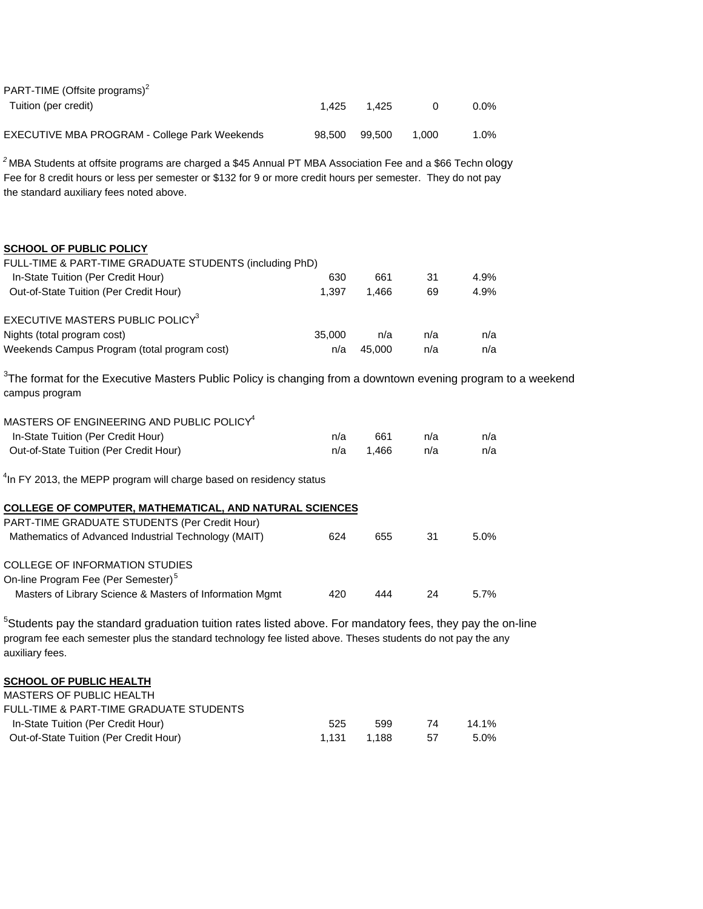| | | | | |
|---|---|---|---|---|
| PART-TIME (Offsite programs)[2] | | | | |
| Tuition (per credit) | 1,425 | 1,425 | 0 | 0.0% |
| | | | | |
| EXECUTIVE MBA PROGRAM - College Park Weekends | 98,500 | 99,500 | 1,000 | 1.0% |

[2] MBA Students at offsite programs are charged a $45 Annual PT MBA Association Fee and a $66 Technology Fee for 8 credit hours or less per semester or $132 for 9 or more credit hours per semester. They do not pay the standard auxiliary fees noted above.

**SCHOOL OF PUBLIC POLICY**

| | | | | |
|---|---|---|---|---|
| FULL-TIME & PART-TIME GRADUATE STUDENTS (including PhD) | | | | |
| In-State Tuition (Per Credit Hour) | 630 | 661 | 31 | 4.9% |
| Out-of-State Tuition (Per Credit Hour) | 1,397 | 1,466 | 69 | 4.9% |
| | | | | |
| EXECUTIVE MASTERS PUBLIC POLICY[3] | | | | |
| Nights (total program cost) | 35,000 | n/a | n/a | n/a |
| Weekends Campus Program (total program cost) | n/a | 45,000 | n/a | n/a |

[3]The format for the Executive Masters Public Policy is changing from a downtown evening program to a weekend campus program

| | | | | |
|---|---|---|---|---|
| MASTERS OF ENGINEERING AND PUBLIC POLICY[4] | | | | |
| In-State Tuition (Per Credit Hour) | n/a | 661 | n/a | n/a |
| Out-of-State Tuition (Per Credit Hour) | n/a | 1,466 | n/a | n/a |

[4]In FY 2013, the MEPP program will charge based on residency status

**COLLEGE OF COMPUTER, MATHEMATICAL, AND NATURAL SCIENCES**

| | | | | |
|---|---|---|---|---|
| PART-TIME GRADUATE STUDENTS (Per Credit Hour) | | | | |
| Mathematics of Advanced Industrial Technology (MAIT) | 624 | 655 | 31 | 5.0% |
| | | | | |
| COLLEGE OF INFORMATION STUDIES | | | | |
| On-line Program Fee (Per Semester)[5] | | | | |
| Masters of Library Science & Masters of Information Mgmt | 420 | 444 | 24 | 5.7% |

[5]Students pay the standard graduation tuition rates listed above. For mandatory fees, they pay the on-line program fee each semester plus the standard technology fee listed above. Theses students do not pay the any auxiliary fees.

**SCHOOL OF PUBLIC HEALTH**

| | | | | |
|---|---|---|---|---|
| MASTERS OF PUBLIC HEALTH | | | | |
| FULL-TIME & PART-TIME GRADUATE STUDENTS | | | | |
| In-State Tuition (Per Credit Hour) | 525 | 599 | 74 | 14.1% |
| Out-of-State Tuition (Per Credit Hour) | 1,131 | 1,188 | 57 | 5.0% |